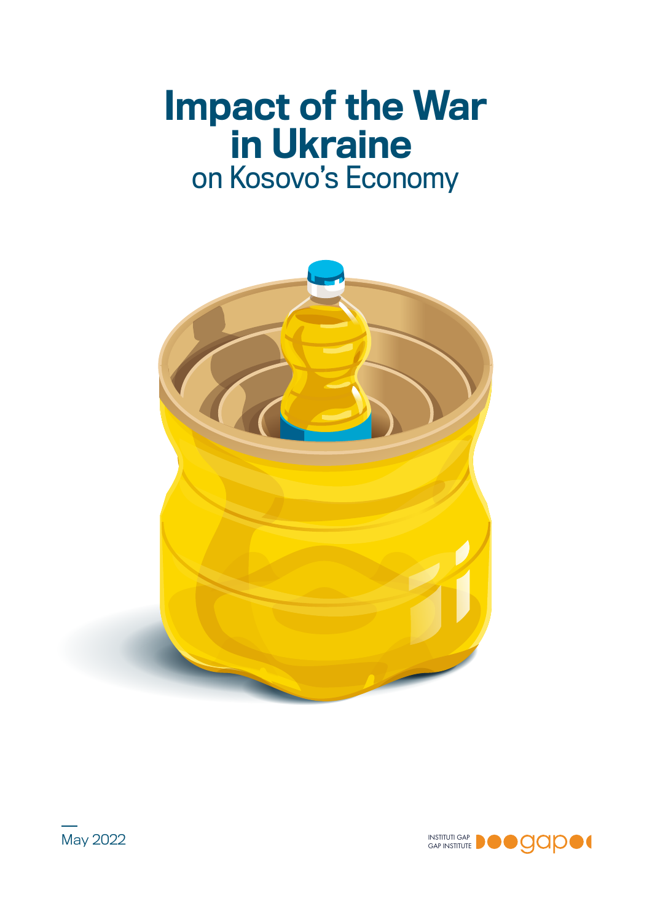# Impact of the War in Ukraine

## on Kosovo's Economy

May 2022

INSTITUTI GAP
GAP INSTITUTE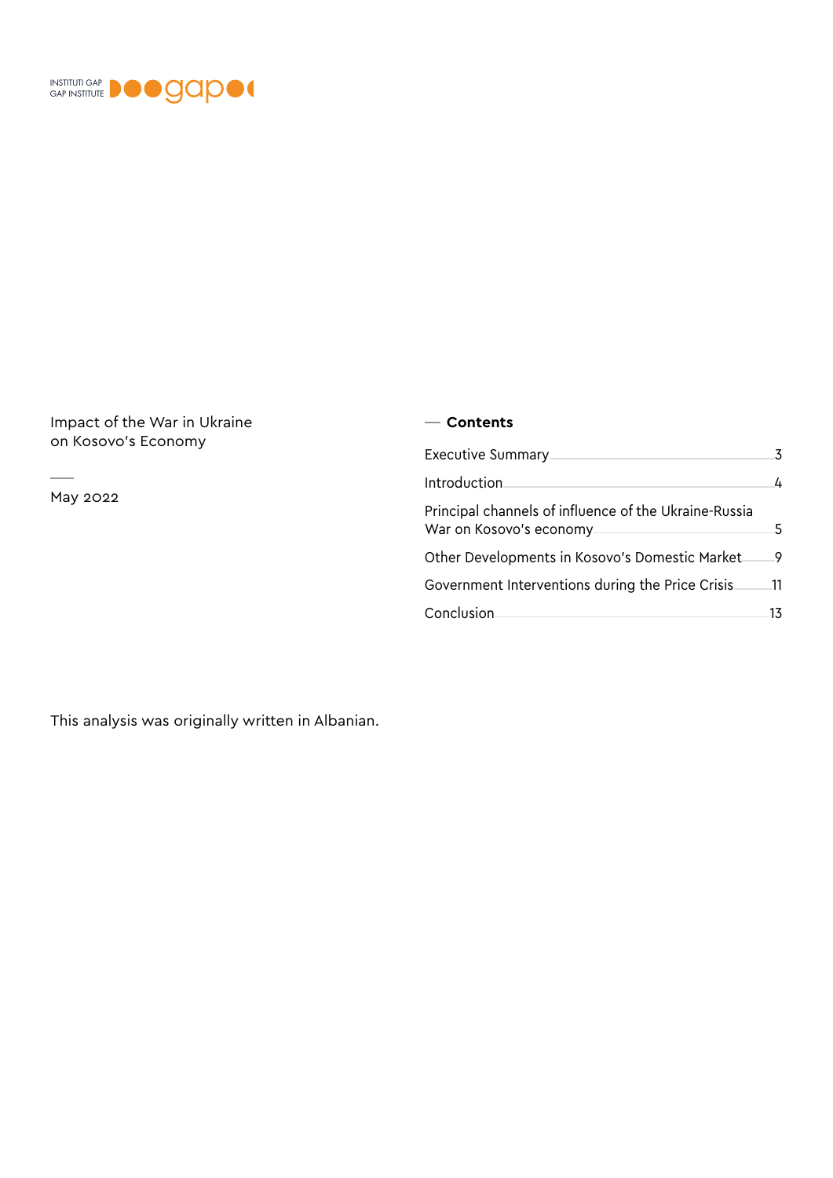INSTITUTI GAP
GAP INSTITUTE

Impact of the War in Ukraine on Kosovo's Economy

May 2022

## Contents

| Section | Page |
| --- | --- |
| Executive Summary | 3 |
| Introduction | 4 |
| Principal channels of influence of the Ukraine-Russia War on Kosovo's economy | 5 |
| Other Developments in Kosovo's Domestic Market | 9 |
| Government Interventions during the Price Crisis | 11 |
| Conclusion | 13 |

This analysis was originally written in Albanian.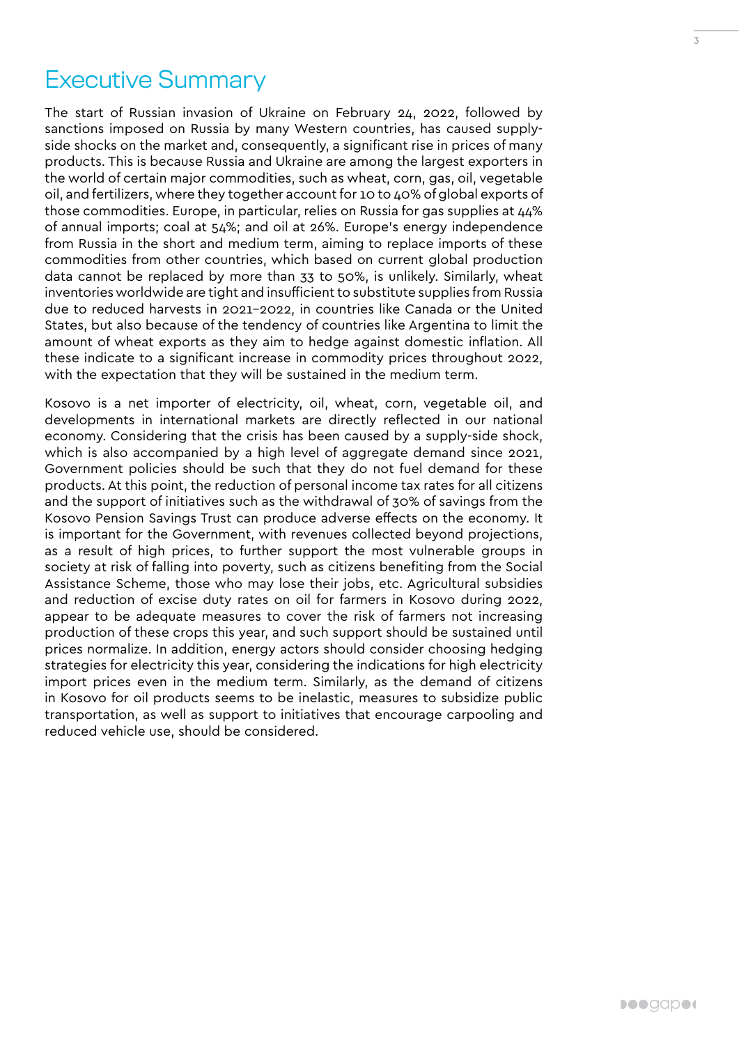# Executive Summary

The start of Russian invasion of Ukraine on February 24, 2022, followed by sanctions imposed on Russia by many Western countries, has caused supply-side shocks on the market and, consequently, a significant rise in prices of many products. This is because Russia and Ukraine are among the largest exporters in the world of certain major commodities, such as wheat, corn, gas, oil, vegetable oil, and fertilizers, where they together account for 10 to 40% of global exports of those commodities. Europe, in particular, relies on Russia for gas supplies at 44% of annual imports; coal at 54%; and oil at 26%. Europe's energy independence from Russia in the short and medium term, aiming to replace imports of these commodities from other countries, which based on current global production data cannot be replaced by more than 33 to 50%, is unlikely. Similarly, wheat inventories worldwide are tight and insufficient to substitute supplies from Russia due to reduced harvests in 2021–2022, in countries like Canada or the United States, but also because of the tendency of countries like Argentina to limit the amount of wheat exports as they aim to hedge against domestic inflation. All these indicate to a significant increase in commodity prices throughout 2022, with the expectation that they will be sustained in the medium term.

Kosovo is a net importer of electricity, oil, wheat, corn, vegetable oil, and developments in international markets are directly reflected in our national economy. Considering that the crisis has been caused by a supply-side shock, which is also accompanied by a high level of aggregate demand since 2021, Government policies should be such that they do not fuel demand for these products. At this point, the reduction of personal income tax rates for all citizens and the support of initiatives such as the withdrawal of 30% of savings from the Kosovo Pension Savings Trust can produce adverse effects on the economy. It is important for the Government, with revenues collected beyond projections, as a result of high prices, to further support the most vulnerable groups in society at risk of falling into poverty, such as citizens benefiting from the Social Assistance Scheme, those who may lose their jobs, etc. Agricultural subsidies and reduction of excise duty rates on oil for farmers in Kosovo during 2022, appear to be adequate measures to cover the risk of farmers not increasing production of these crops this year, and such support should be sustained until prices normalize. In addition, energy actors should consider choosing hedging strategies for electricity this year, considering the indications for high electricity import prices even in the medium term. Similarly, as the demand of citizens in Kosovo for oil products seems to be inelastic, measures to subsidize public transportation, as well as support to initiatives that encourage carpooling and reduced vehicle use, should be considered.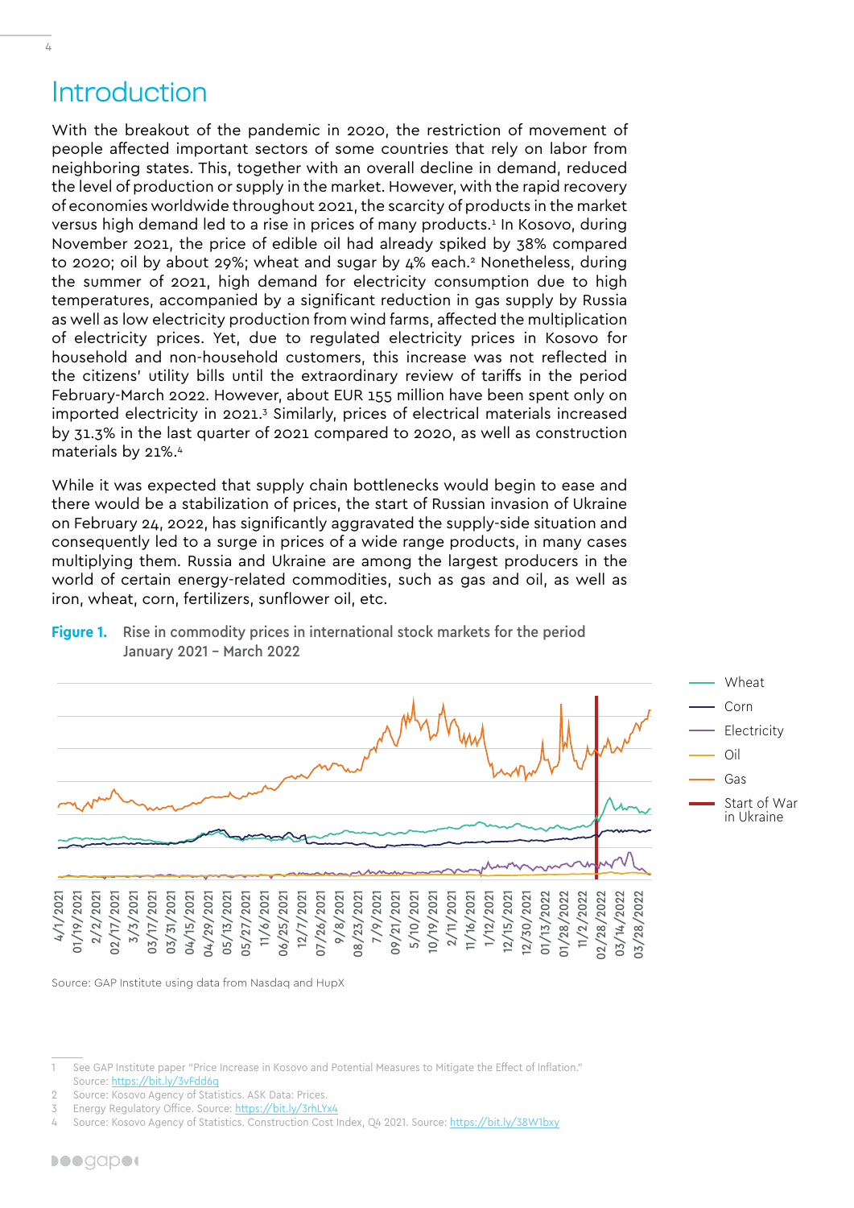# Introduction

With the breakout of the pandemic in 2020, the restriction of movement of people affected important sectors of some countries that rely on labor from neighboring states. This, together with an overall decline in demand, reduced the level of production or supply in the market. However, with the rapid recovery of economies worldwide throughout 2021, the scarcity of products in the market versus high demand led to a rise in prices of many products.[1] In Kosovo, during November 2021, the price of edible oil had already spiked by 38% compared to 2020; oil by about 29%; wheat and sugar by 4% each.[2] Nonetheless, during the summer of 2021, high demand for electricity consumption due to high temperatures, accompanied by a significant reduction in gas supply by Russia as well as low electricity production from wind farms, affected the multiplication of electricity prices. Yet, due to regulated electricity prices in Kosovo for household and non-household customers, this increase was not reflected in the citizens' utility bills until the extraordinary review of tariffs in the period February-March 2022. However, about EUR 155 million have been spent only on imported electricity in 2021.[3] Similarly, prices of electrical materials increased by 31.3% in the last quarter of 2021 compared to 2020, as well as construction materials by 21%.[4]

While it was expected that supply chain bottlenecks would begin to ease and there would be a stabilization of prices, the start of Russian invasion of Ukraine on February 24, 2022, has significantly aggravated the supply-side situation and consequently led to a surge in prices of a wide range products, in many cases multiplying them. Russia and Ukraine are among the largest producers in the world of certain energy-related commodities, such as gas and oil, as well as iron, wheat, corn, fertilizers, sunflower oil, etc.

**Figure 1.** Rise in commodity prices in international stock markets for the period January 2021 – March 2022

Source: GAP Institute using data from Nasdaq and HupX

---

1 See GAP Institute paper "Price Increase in Kosovo and Potential Measures to Mitigate the Effect of Inflation." Source: https://bit.ly/3vFdd6q

2 Source: Kosovo Agency of Statistics. ASK Data: Prices.

3 Energy Regulatory Office. Source: https://bit.ly/3rhLYx4

4 Source: Kosovo Agency of Statistics. Construction Cost Index, Q4 2021. Source: https://bit.ly/38W1bxy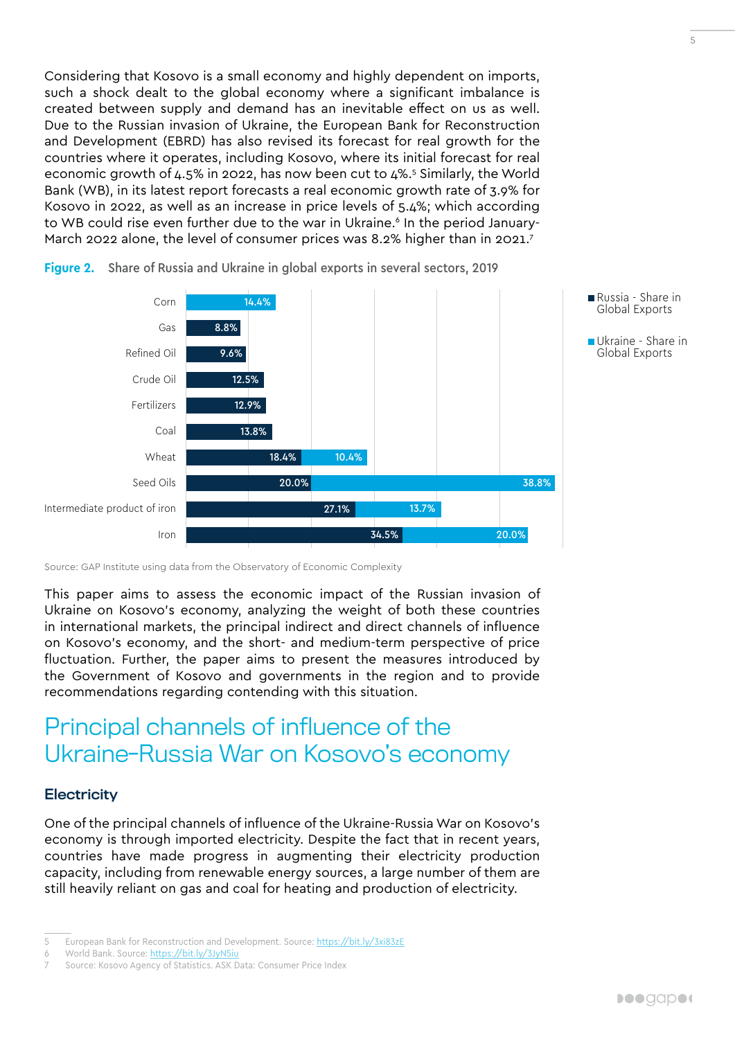Considering that Kosovo is a small economy and highly dependent on imports, such a shock dealt to the global economy where a significant imbalance is created between supply and demand has an inevitable effect on us as well. Due to the Russian invasion of Ukraine, the European Bank for Reconstruction and Development (EBRD) has also revised its forecast for real growth for the countries where it operates, including Kosovo, where its initial forecast for real economic growth of 4.5% in 2022, has now been cut to 4%.[5] Similarly, the World Bank (WB), in its latest report forecasts a real economic growth rate of 3.9% for Kosovo in 2022, as well as an increase in price levels of 5.4%; which according to WB could rise even further due to the war in Ukraine.[6] In the period January-March 2022 alone, the level of consumer prices was 8.2% higher than in 2021.[7]

**Figure 2.** Share of Russia and Ukraine in global exports in several sectors, 2019

| Sector | Russia - Share in Global Exports | Ukraine - Share in Global Exports |
|---|---|---|
| Corn | | 14.4% |
| Gas | 8.8% | |
| Refined Oil | 9.6% | |
| Crude Oil | 12.5% | |
| Fertilizers | 12.9% | |
| Coal | 13.8% | |
| Wheat | 18.4% | 10.4% |
| Seed Oils | 20.0% | 38.8% |
| Intermediate product of iron | 27.1% | 13.7% |
| Iron | 34.5% | 20.0% |

Source: GAP Institute using data from the Observatory of Economic Complexity

This paper aims to assess the economic impact of the Russian invasion of Ukraine on Kosovo's economy, analyzing the weight of both these countries in international markets, the principal indirect and direct channels of influence on Kosovo's economy, and the short- and medium-term perspective of price fluctuation. Further, the paper aims to present the measures introduced by the Government of Kosovo and governments in the region and to provide recommendations regarding contending with this situation.

# Principal channels of influence of the Ukraine-Russia War on Kosovo's economy

### Electricity

One of the principal channels of influence of the Ukraine-Russia War on Kosovo's economy is through imported electricity. Despite the fact that in recent years, countries have made progress in augmenting their electricity production capacity, including from renewable energy sources, a large number of them are still heavily reliant on gas and coal for heating and production of electricity.

---

5 European Bank for Reconstruction and Development. Source: https://bit.ly/3xi83zE
6 World Bank. Source: https://bit.ly/3JyN5iu
7 Source: Kosovo Agency of Statistics. ASK Data: Consumer Price Index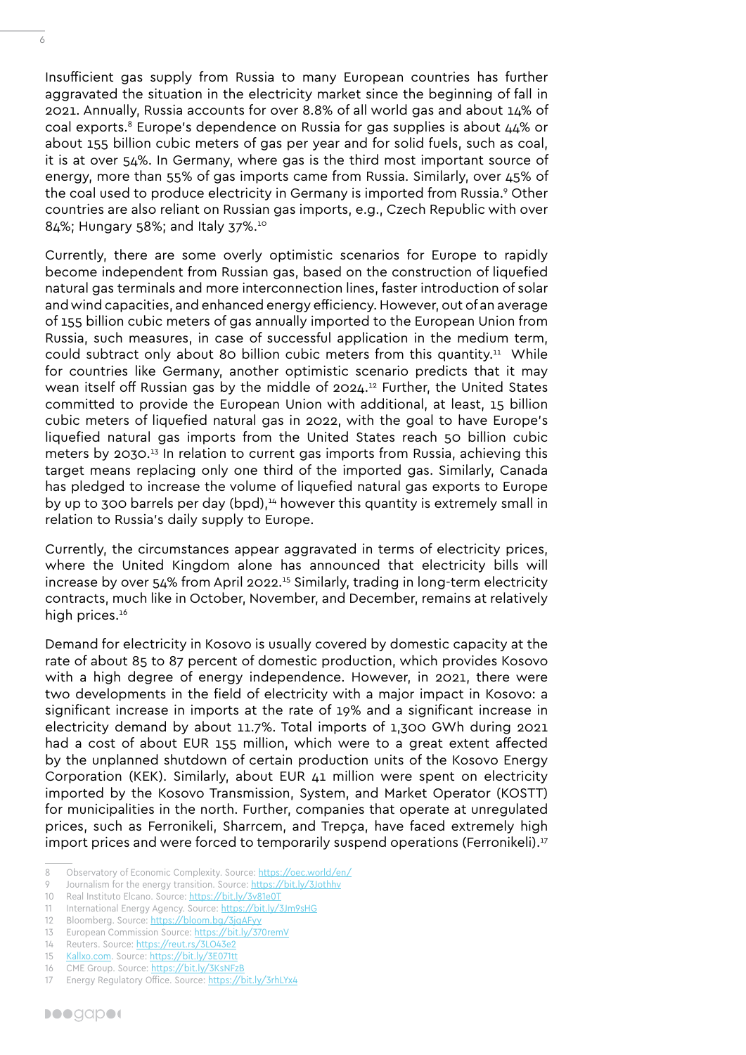Insufficient gas supply from Russia to many European countries has further aggravated the situation in the electricity market since the beginning of fall in 2021. Annually, Russia accounts for over 8.8% of all world gas and about 14% of coal exports.[8] Europe's dependence on Russia for gas supplies is about 44% or about 155 billion cubic meters of gas per year and for solid fuels, such as coal, it is at over 54%. In Germany, where gas is the third most important source of energy, more than 55% of gas imports came from Russia. Similarly, over 45% of the coal used to produce electricity in Germany is imported from Russia.[9] Other countries are also reliant on Russian gas imports, e.g., Czech Republic with over 84%; Hungary 58%; and Italy 37%.[10]

Currently, there are some overly optimistic scenarios for Europe to rapidly become independent from Russian gas, based on the construction of liquefied natural gas terminals and more interconnection lines, faster introduction of solar and wind capacities, and enhanced energy efficiency. However, out of an average of 155 billion cubic meters of gas annually imported to the European Union from Russia, such measures, in case of successful application in the medium term, could subtract only about 80 billion cubic meters from this quantity.[11] While for countries like Germany, another optimistic scenario predicts that it may wean itself off Russian gas by the middle of 2024.[12] Further, the United States committed to provide the European Union with additional, at least, 15 billion cubic meters of liquefied natural gas in 2022, with the goal to have Europe's liquefied natural gas imports from the United States reach 50 billion cubic meters by 2030.[13] In relation to current gas imports from Russia, achieving this target means replacing only one third of the imported gas. Similarly, Canada has pledged to increase the volume of liquefied natural gas exports to Europe by up to 300 barrels per day (bpd),[14] however this quantity is extremely small in relation to Russia's daily supply to Europe.

Currently, the circumstances appear aggravated in terms of electricity prices, where the United Kingdom alone has announced that electricity bills will increase by over 54% from April 2022.[15] Similarly, trading in long-term electricity contracts, much like in October, November, and December, remains at relatively high prices.[16]

Demand for electricity in Kosovo is usually covered by domestic capacity at the rate of about 85 to 87 percent of domestic production, which provides Kosovo with a high degree of energy independence. However, in 2021, there were two developments in the field of electricity with a major impact in Kosovo: a significant increase in imports at the rate of 19% and a significant increase in electricity demand by about 11.7%. Total imports of 1,300 GWh during 2021 had a cost of about EUR 155 million, which were to a great extent affected by the unplanned shutdown of certain production units of the Kosovo Energy Corporation (KEK). Similarly, about EUR 41 million were spent on electricity imported by the Kosovo Transmission, System, and Market Operator (KOSTT) for municipalities in the north. Further, companies that operate at unregulated prices, such as Ferronikeli, Sharrcem, and Trepça, have faced extremely high import prices and were forced to temporarily suspend operations (Ferronikeli).[17]

---

8 Observatory of Economic Complexity. Source: https://oec.world/en/
9 Journalism for the energy transition. Source: https://bit.ly/3Jothhv
10 Real Instituto Elcano. Source: https://bit.ly/3v81e0T
11 International Energy Agency. Source: https://bit.ly/3Jm9sHG
12 Bloomberg. Source: https://bloom.bg/3jqAFyy
13 European Commission Source: https://bit.ly/370remV
14 Reuters. Source: https://reut.rs/3LO43e2
15 Kallxo.com. Source: https://bit.ly/3E071tt
16 CME Group. Source: https://bit.ly/3KsNFzB
17 Energy Regulatory Office. Source: https://bit.ly/3rhLYx4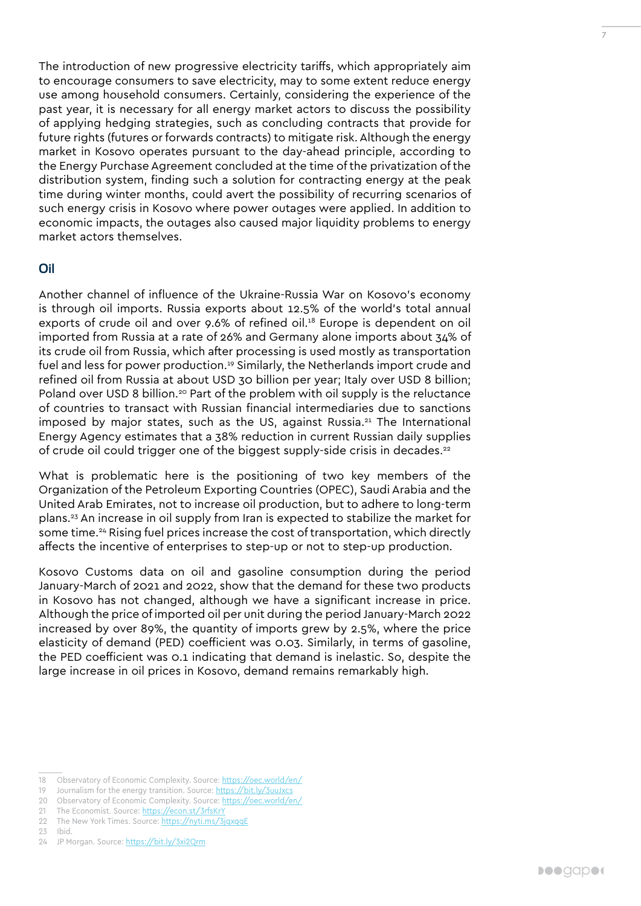The introduction of new progressive electricity tariffs, which appropriately aim to encourage consumers to save electricity, may to some extent reduce energy use among household consumers. Certainly, considering the experience of the past year, it is necessary for all energy market actors to discuss the possibility of applying hedging strategies, such as concluding contracts that provide for future rights (futures or forwards contracts) to mitigate risk. Although the energy market in Kosovo operates pursuant to the day-ahead principle, according to the Energy Purchase Agreement concluded at the time of the privatization of the distribution system, finding such a solution for contracting energy at the peak time during winter months, could avert the possibility of recurring scenarios of such energy crisis in Kosovo where power outages were applied. In addition to economic impacts, the outages also caused major liquidity problems to energy market actors themselves.

## Oil

Another channel of influence of the Ukraine-Russia War on Kosovo's economy is through oil imports. Russia exports about 12.5% of the world's total annual exports of crude oil and over 9.6% of refined oil.[18] Europe is dependent on oil imported from Russia at a rate of 26% and Germany alone imports about 34% of its crude oil from Russia, which after processing is used mostly as transportation fuel and less for power production.[19] Similarly, the Netherlands import crude and refined oil from Russia at about USD 30 billion per year; Italy over USD 8 billion; Poland over USD 8 billion.[20] Part of the problem with oil supply is the reluctance of countries to transact with Russian financial intermediaries due to sanctions imposed by major states, such as the US, against Russia.[21] The International Energy Agency estimates that a 38% reduction in current Russian daily supplies of crude oil could trigger one of the biggest supply-side crisis in decades.[22]

What is problematic here is the positioning of two key members of the Organization of the Petroleum Exporting Countries (OPEC), Saudi Arabia and the United Arab Emirates, not to increase oil production, but to adhere to long-term plans.[23] An increase in oil supply from Iran is expected to stabilize the market for some time.[24] Rising fuel prices increase the cost of transportation, which directly affects the incentive of enterprises to step-up or not to step-up production.

Kosovo Customs data on oil and gasoline consumption during the period January-March of 2021 and 2022, show that the demand for these two products in Kosovo has not changed, although we have a significant increase in price. Although the price of imported oil per unit during the period January-March 2022 increased by over 89%, the quantity of imports grew by 2.5%, where the price elasticity of demand (PED) coefficient was 0.03. Similarly, in terms of gasoline, the PED coefficient was 0.1 indicating that demand is inelastic. So, despite the large increase in oil prices in Kosovo, demand remains remarkably high.

---

18 Observatory of Economic Complexity. Source: https://oec.world/en/

19 Journalism for the energy transition. Source: https://bit.ly/3uuJxcs

20 Observatory of Economic Complexity. Source: https://oec.world/en/

21 The Economist. Source: https://econ.st/3rfsKrY

22 The New York Times. Source: https://nyti.ms/3jqxqqE

23 Ibid.

24 JP Morgan. Source: https://bit.ly/3xi2Qrm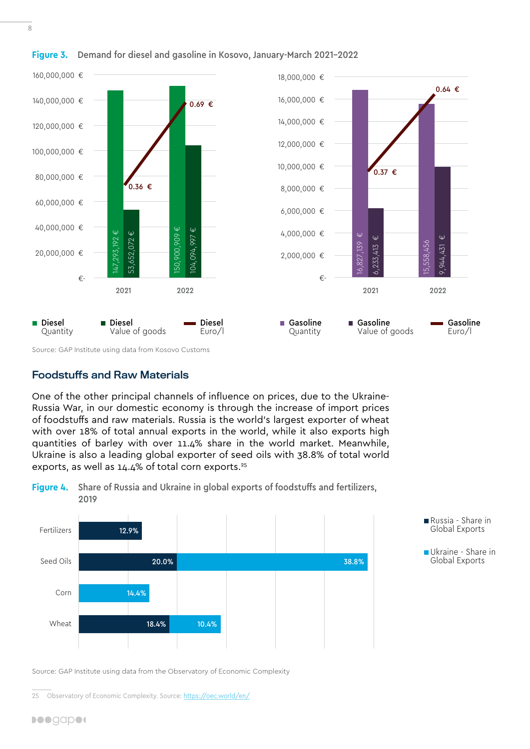**Figure 3.** Demand for diesel and gasoline in Kosovo, January-March 2021-2022

| | Diesel Quantity | Diesel Value of goods | Diesel Euro/l |
|---|---|---|---|
| 2021 | 147,293,192 € | 53,652,072 € | 0.36 € |
| 2022 | 150,900,909 € | 104,094,997 € | 0.69 € |

| | Gasoline Quantity | Gasoline Value of goods | Gasoline Euro/l |
|---|---|---|---|
| 2021 | 16,827,139 € | 6,233,413 € | 0.37 € |
| 2022 | 15,558,456 | 9,944,431 € | 0.64 € |

Source: GAP Institute using data from Kosovo Customs

## Foodstuffs and Raw Materials

One of the other principal channels of influence on prices, due to the Ukraine-Russia War, in our domestic economy is through the increase of import prices of foodstuffs and raw materials. Russia is the world's largest exporter of wheat with over 18% of total annual exports in the world, while it also exports high quantities of barley with over 11.4% share in the world market. Meanwhile, Ukraine is also a leading global exporter of seed oils with 38.8% of total world exports, as well as 14.4% of total corn exports.[25]

**Figure 4.** Share of Russia and Ukraine in global exports of foodstuffs and fertilizers, 2019

| | Russia - Share in Global Exports | Ukraine - Share in Global Exports |
|---|---|---|
| Fertilizers | 12.9% | |
| Seed Oils | 20.0% | 38.8% |
| Corn | | 14.4% |
| Wheat | 18.4% | 10.4% |

Source: GAP Institute using data from the Observatory of Economic Complexity

25 Observatory of Economic Complexity. Source: https://oec.world/en/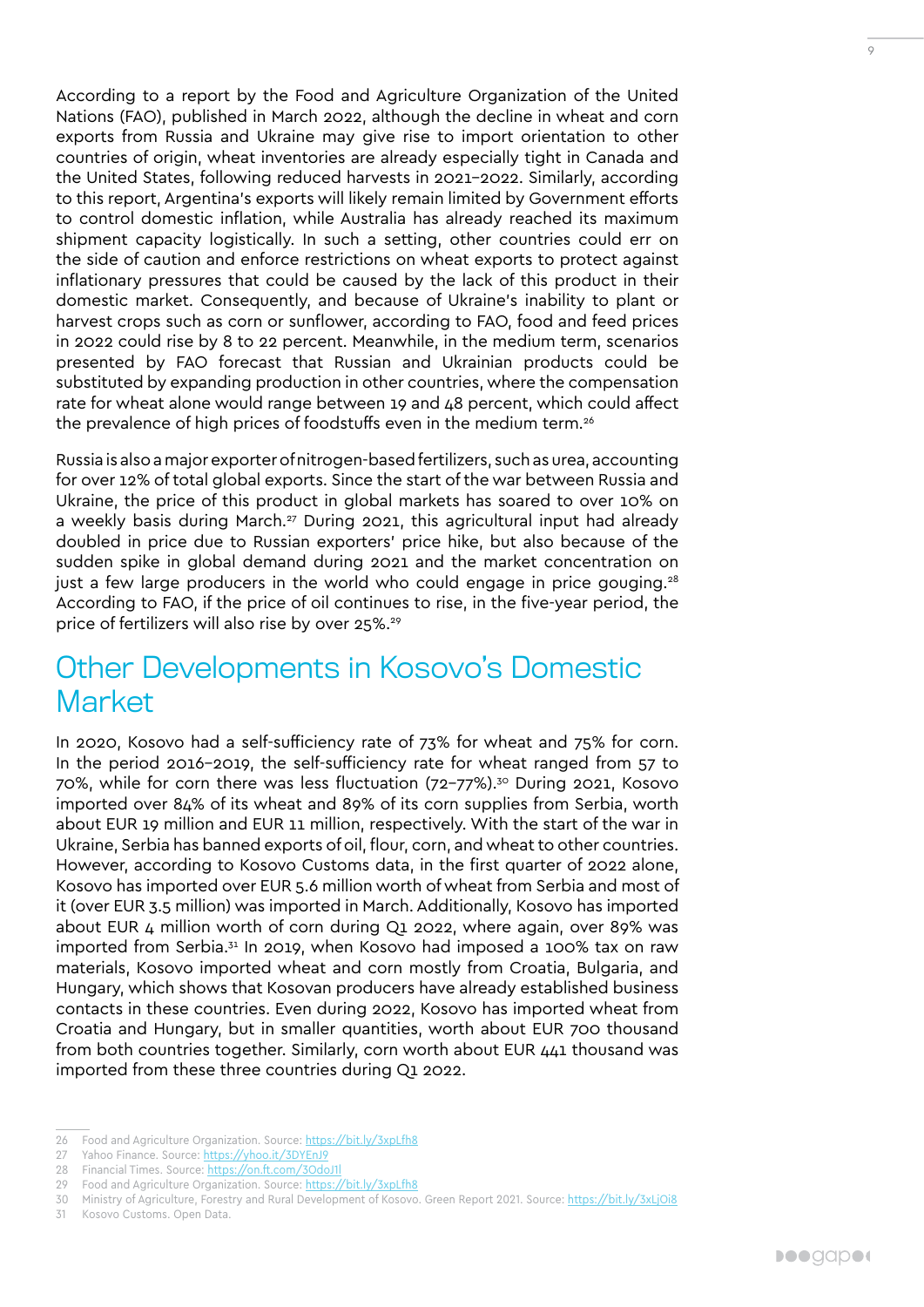According to a report by the Food and Agriculture Organization of the United Nations (FAO), published in March 2022, although the decline in wheat and corn exports from Russia and Ukraine may give rise to import orientation to other countries of origin, wheat inventories are already especially tight in Canada and the United States, following reduced harvests in 2021–2022. Similarly, according to this report, Argentina's exports will likely remain limited by Government efforts to control domestic inflation, while Australia has already reached its maximum shipment capacity logistically. In such a setting, other countries could err on the side of caution and enforce restrictions on wheat exports to protect against inflationary pressures that could be caused by the lack of this product in their domestic market. Consequently, and because of Ukraine's inability to plant or harvest crops such as corn or sunflower, according to FAO, food and feed prices in 2022 could rise by 8 to 22 percent. Meanwhile, in the medium term, scenarios presented by FAO forecast that Russian and Ukrainian products could be substituted by expanding production in other countries, where the compensation rate for wheat alone would range between 19 and 48 percent, which could affect the prevalence of high prices of foodstuffs even in the medium term.[26]

Russia is also a major exporter of nitrogen-based fertilizers, such as urea, accounting for over 12% of total global exports. Since the start of the war between Russia and Ukraine, the price of this product in global markets has soared to over 10% on a weekly basis during March.[27] During 2021, this agricultural input had already doubled in price due to Russian exporters' price hike, but also because of the sudden spike in global demand during 2021 and the market concentration on just a few large producers in the world who could engage in price gouging.[28] According to FAO, if the price of oil continues to rise, in the five-year period, the price of fertilizers will also rise by over 25%.[29]

## Other Developments in Kosovo's Domestic Market

In 2020, Kosovo had a self-sufficiency rate of 73% for wheat and 75% for corn. In the period 2016–2019, the self-sufficiency rate for wheat ranged from 57 to 70%, while for corn there was less fluctuation (72–77%).[30] During 2021, Kosovo imported over 84% of its wheat and 89% of its corn supplies from Serbia, worth about EUR 19 million and EUR 11 million, respectively. With the start of the war in Ukraine, Serbia has banned exports of oil, flour, corn, and wheat to other countries. However, according to Kosovo Customs data, in the first quarter of 2022 alone, Kosovo has imported over EUR 5.6 million worth of wheat from Serbia and most of it (over EUR 3.5 million) was imported in March. Additionally, Kosovo has imported about EUR 4 million worth of corn during Q1 2022, where again, over 89% was imported from Serbia.[31] In 2019, when Kosovo had imposed a 100% tax on raw materials, Kosovo imported wheat and corn mostly from Croatia, Bulgaria, and Hungary, which shows that Kosovan producers have already established business contacts in these countries. Even during 2022, Kosovo has imported wheat from Croatia and Hungary, but in smaller quantities, worth about EUR 700 thousand from both countries together. Similarly, corn worth about EUR 441 thousand was imported from these three countries during Q1 2022.

---

26 Food and Agriculture Organization. Source: https://bit.ly/3xpLfh8

27 Yahoo Finance. Source: https://yhoo.it/3DYEnJ9

28 Financial Times. Source: https://on.ft.com/3OdoJ1l

29 Food and Agriculture Organization. Source: https://bit.ly/3xpLfh8

30 Ministry of Agriculture, Forestry and Rural Development of Kosovo. Green Report 2021. Source: https://bit.ly/3xLjOi8

31 Kosovo Customs. Open Data.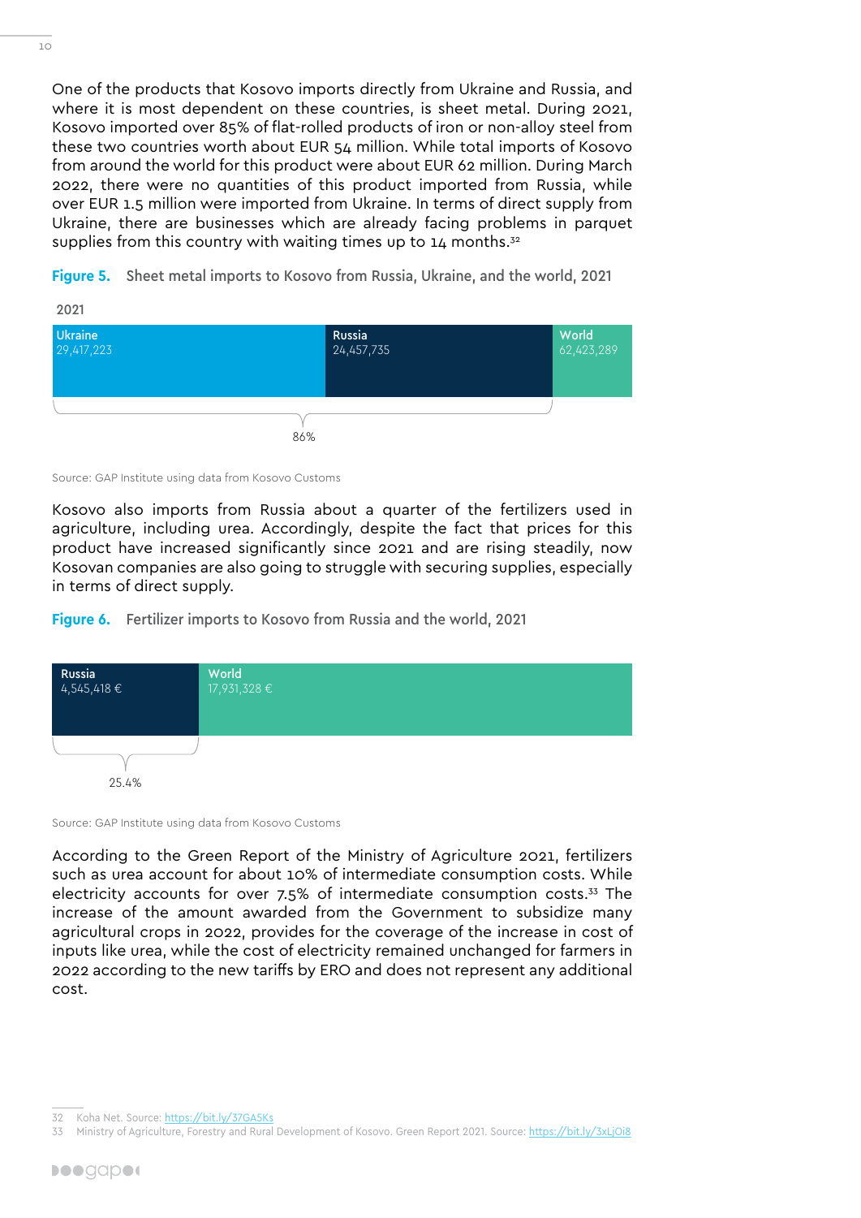One of the products that Kosovo imports directly from Ukraine and Russia, and where it is most dependent on these countries, is sheet metal. During 2021, Kosovo imported over 85% of flat-rolled products of iron or non-alloy steel from these two countries worth about EUR 54 million. While total imports of Kosovo from around the world for this product were about EUR 62 million. During March 2022, there were no quantities of this product imported from Russia, while over EUR 1.5 million were imported from Ukraine. In terms of direct supply from Ukraine, there are businesses which are already facing problems in parquet supplies from this country with waiting times up to 14 months.[32]

**Figure 5.** Sheet metal imports to Kosovo from Russia, Ukraine, and the world, 2021

2021

| Ukraine | Russia | World |
|---|---|---|
| 29,417,223 | 24,457,735 | 62,423,289 |

Ukraine + Russia: 86%

Source: GAP Institute using data from Kosovo Customs

Kosovo also imports from Russia about a quarter of the fertilizers used in agriculture, including urea. Accordingly, despite the fact that prices for this product have increased significantly since 2021 and are rising steadily, now Kosovan companies are also going to struggle with securing supplies, especially in terms of direct supply.

**Figure 6.** Fertilizer imports to Kosovo from Russia and the world, 2021

| Russia | World |
|---|---|
| 4,545,418 € | 17,931,328 € |

Russia: 25.4%

Source: GAP Institute using data from Kosovo Customs

According to the Green Report of the Ministry of Agriculture 2021, fertilizers such as urea account for about 10% of intermediate consumption costs. While electricity accounts for over 7.5% of intermediate consumption costs.[33] The increase of the amount awarded from the Government to subsidize many agricultural crops in 2022, provides for the coverage of the increase in cost of inputs like urea, while the cost of electricity remained unchanged for farmers in 2022 according to the new tariffs by ERO and does not represent any additional cost.

---

32 Koha Net. Source: https://bit.ly/37GA5Ks

33 Ministry of Agriculture, Forestry and Rural Development of Kosovo. Green Report 2021. Source: https://bit.ly/3xLjOi8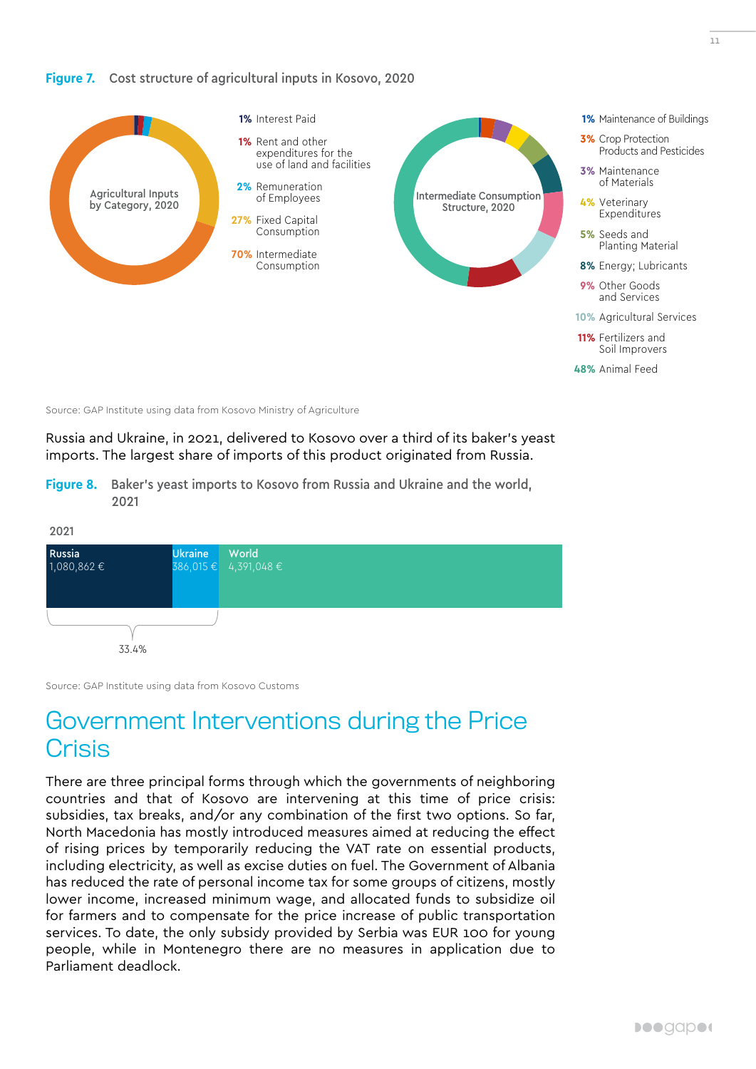**Figure 7.** Cost structure of agricultural inputs in Kosovo, 2020

Agricultural Inputs by Category, 2020

- 1% Interest Paid
- 1% Rent and other expenditures for the use of land and facilities
- 2% Remuneration of Employees
- 27% Fixed Capital Consumption
- 70% Intermediate Consumption

Intermediate Consumption Structure, 2020

- 1% Maintenance of Buildings
- 3% Crop Protection Products and Pesticides
- 3% Maintenance of Materials
- 4% Veterinary Expenditures
- 5% Seeds and Planting Material
- 8% Energy; Lubricants
- 9% Other Goods and Services
- 10% Agricultural Services
- 11% Fertilizers and Soil Improvers
- 48% Animal Feed

Source: GAP Institute using data from Kosovo Ministry of Agriculture

Russia and Ukraine, in 2021, delivered to Kosovo over a third of its baker's yeast imports. The largest share of imports of this product originated from Russia.

**Figure 8.** Baker's yeast imports to Kosovo from Russia and Ukraine and the world, 2021

2021

| Russia | Ukraine | World |
|---|---|---|
| 1,080,862 € | 386,015 € | 4,391,048 € |

33.4%

Source: GAP Institute using data from Kosovo Customs

# Government Interventions during the Price Crisis

There are three principal forms through which the governments of neighboring countries and that of Kosovo are intervening at this time of price crisis: subsidies, tax breaks, and/or any combination of the first two options. So far, North Macedonia has mostly introduced measures aimed at reducing the effect of rising prices by temporarily reducing the VAT rate on essential products, including electricity, as well as excise duties on fuel. The Government of Albania has reduced the rate of personal income tax for some groups of citizens, mostly lower income, increased minimum wage, and allocated funds to subsidize oil for farmers and to compensate for the price increase of public transportation services. To date, the only subsidy provided by Serbia was EUR 100 for young people, while in Montenegro there are no measures in application due to Parliament deadlock.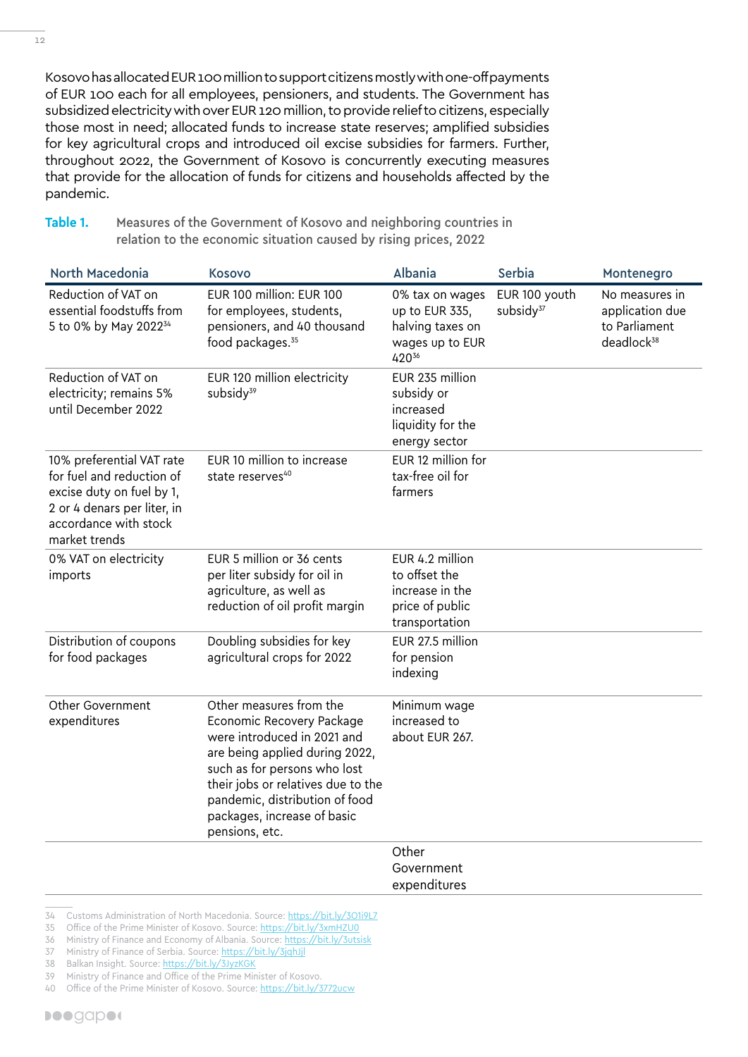Kosovo has allocated EUR 100 million to support citizens mostly with one-off payments of EUR 100 each for all employees, pensioners, and students. The Government has subsidized electricity with over EUR 120 million, to provide relief to citizens, especially those most in need; allocated funds to increase state reserves; amplified subsidies for key agricultural crops and introduced oil excise subsidies for farmers. Further, throughout 2022, the Government of Kosovo is concurrently executing measures that provide for the allocation of funds for citizens and households affected by the pandemic.

**Table 1.** Measures of the Government of Kosovo and neighboring countries in relation to the economic situation caused by rising prices, 2022

| North Macedonia | Kosovo | Albania | Serbia | Montenegro |
|---|---|---|---|---|
| Reduction of VAT on essential foodstuffs from 5 to 0% by May 2022[34] | EUR 100 million: EUR 100 for employees, students, pensioners, and 40 thousand food packages.[35] | 0% tax on wages up to EUR 335, halving taxes on wages up to EUR 420[36] | EUR 100 youth subsidy[37] | No measures in application due to Parliament deadlock[38] |
| Reduction of VAT on electricity; remains 5% until December 2022 | EUR 120 million electricity subsidy[39] | EUR 235 million subsidy or increased liquidity for the energy sector | | |
| 10% preferential VAT rate for fuel and reduction of excise duty on fuel by 1, 2 or 4 denars per liter, in accordance with stock market trends | EUR 10 million to increase state reserves[40] | EUR 12 million for tax-free oil for farmers | | |
| 0% VAT on electricity imports | EUR 5 million or 36 cents per liter subsidy for oil in agriculture, as well as reduction of oil profit margin | EUR 4.2 million to offset the increase in the price of public transportation | | |
| Distribution of coupons for food packages | Doubling subsidies for key agricultural crops for 2022 | EUR 27.5 million for pension indexing | | |
| Other Government expenditures | Other measures from the Economic Recovery Package were introduced in 2021 and are being applied during 2022, such as for persons who lost their jobs or relatives due to the pandemic, distribution of food packages, increase of basic pensions, etc. | Minimum wage increased to about EUR 267. | | |
| | | Other Government expenditures | | |

34 Customs Administration of North Macedonia. Source: https://bit.ly/3O1i9L7
35 Office of the Prime Minister of Kosovo. Source: https://bit.ly/3xmHZU0
36 Ministry of Finance and Economy of Albania. Source: https://bit.ly/3utsisk
37 Ministry of Finance of Serbia. Source: https://bit.ly/3jghJjl
38 Balkan Insight. Source: https://bit.ly/3JyzKGK
39 Ministry of Finance and Office of the Prime Minister of Kosovo.
40 Office of the Prime Minister of Kosovo. Source: https://bit.ly/3772ucw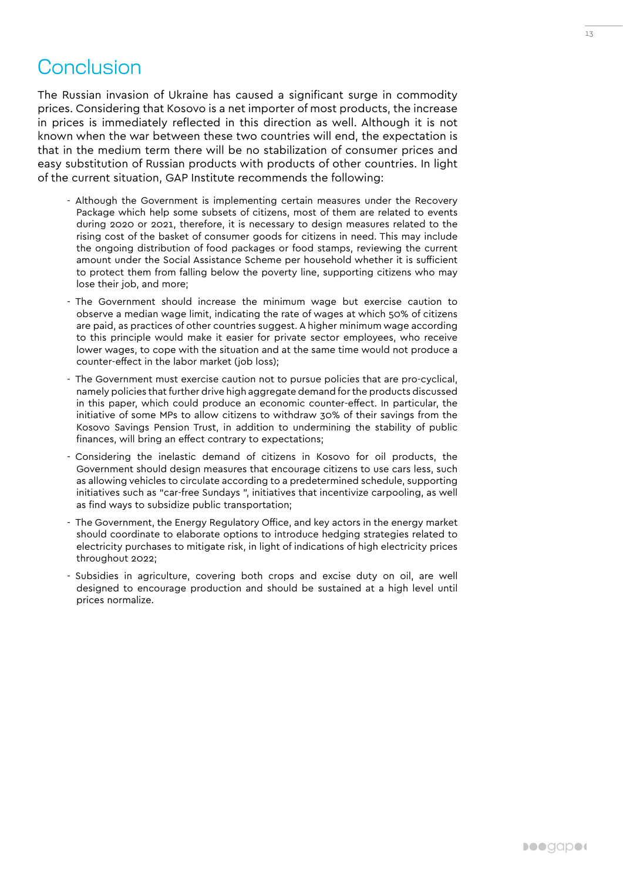# Conclusion

The Russian invasion of Ukraine has caused a significant surge in commodity prices. Considering that Kosovo is a net importer of most products, the increase in prices is immediately reflected in this direction as well. Although it is not known when the war between these two countries will end, the expectation is that in the medium term there will be no stabilization of consumer prices and easy substitution of Russian products with products of other countries. In light of the current situation, GAP Institute recommends the following:

- Although the Government is implementing certain measures under the Recovery Package which help some subsets of citizens, most of them are related to events during 2020 or 2021, therefore, it is necessary to design measures related to the rising cost of the basket of consumer goods for citizens in need. This may include the ongoing distribution of food packages or food stamps, reviewing the current amount under the Social Assistance Scheme per household whether it is sufficient to protect them from falling below the poverty line, supporting citizens who may lose their job, and more;
- The Government should increase the minimum wage but exercise caution to observe a median wage limit, indicating the rate of wages at which 50% of citizens are paid, as practices of other countries suggest. A higher minimum wage according to this principle would make it easier for private sector employees, who receive lower wages, to cope with the situation and at the same time would not produce a counter-effect in the labor market (job loss);
- The Government must exercise caution not to pursue policies that are pro-cyclical, namely policies that further drive high aggregate demand for the products discussed in this paper, which could produce an economic counter-effect. In particular, the initiative of some MPs to allow citizens to withdraw 30% of their savings from the Kosovo Savings Pension Trust, in addition to undermining the stability of public finances, will bring an effect contrary to expectations;
- Considering the inelastic demand of citizens in Kosovo for oil products, the Government should design measures that encourage citizens to use cars less, such as allowing vehicles to circulate according to a predetermined schedule, supporting initiatives such as "car-free Sundays ", initiatives that incentivize carpooling, as well as find ways to subsidize public transportation;
- The Government, the Energy Regulatory Office, and key actors in the energy market should coordinate to elaborate options to introduce hedging strategies related to electricity purchases to mitigate risk, in light of indications of high electricity prices throughout 2022;
- Subsidies in agriculture, covering both crops and excise duty on oil, are well designed to encourage production and should be sustained at a high level until prices normalize.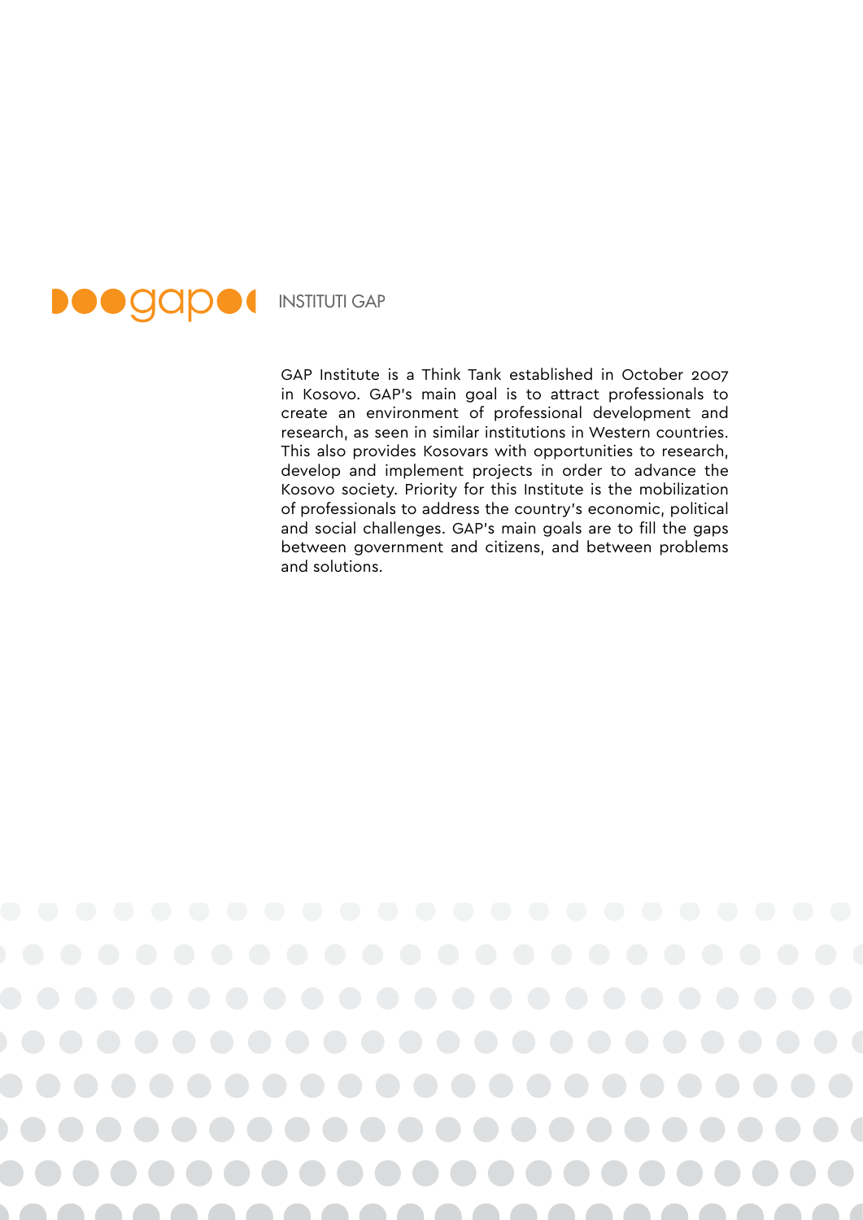INSTITUTI GAP

GAP Institute is a Think Tank established in October 2007 in Kosovo. GAP's main goal is to attract professionals to create an environment of professional development and research, as seen in similar institutions in Western countries. This also provides Kosovars with opportunities to research, develop and implement projects in order to advance the Kosovo society. Priority for this Institute is the mobilization of professionals to address the country's economic, political and social challenges. GAP's main goals are to fill the gaps between government and citizens, and between problems and solutions.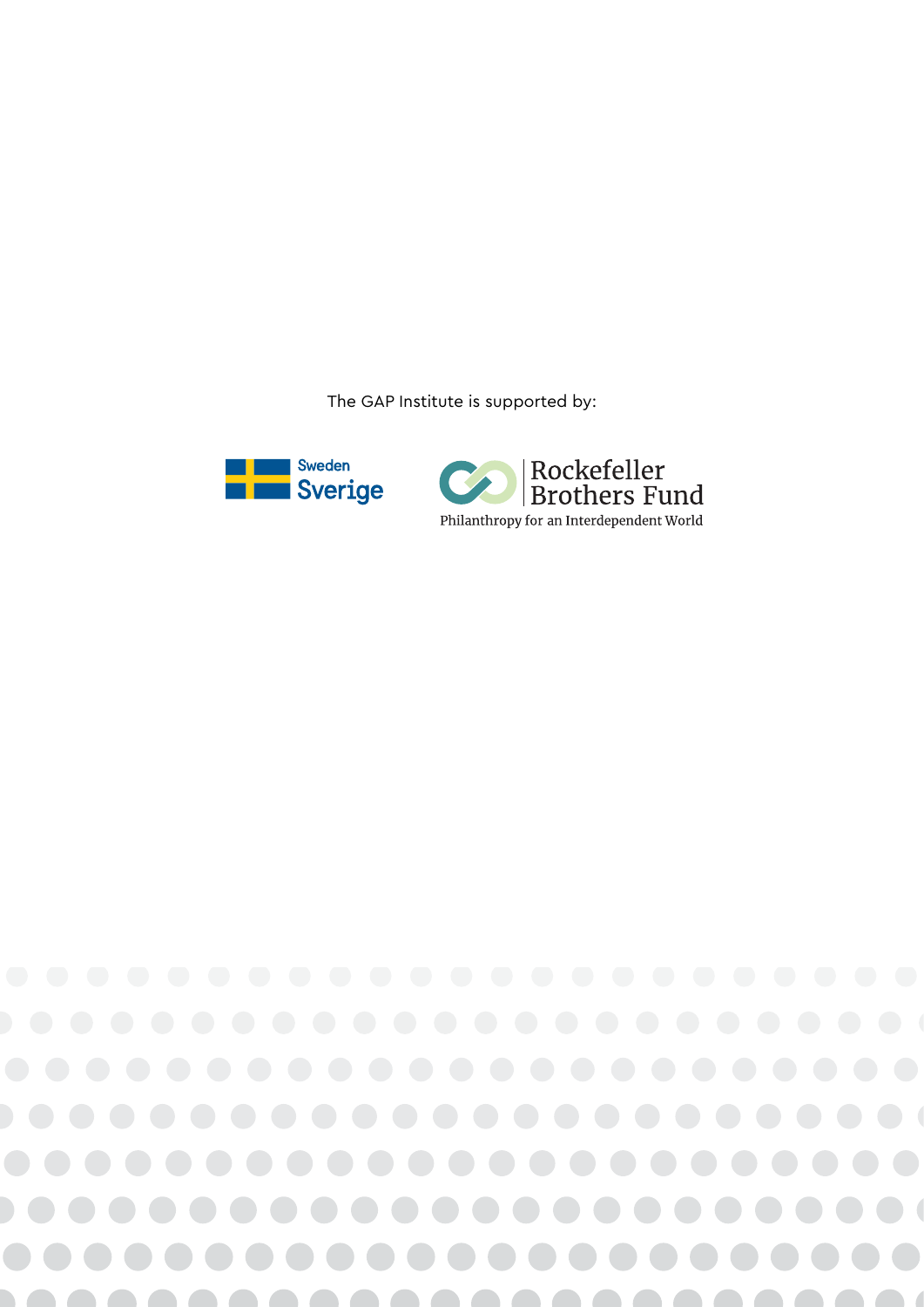The GAP Institute is supported by:

Sweden Sverige

Rockefeller Brothers Fund

Philanthropy for an Interdependent World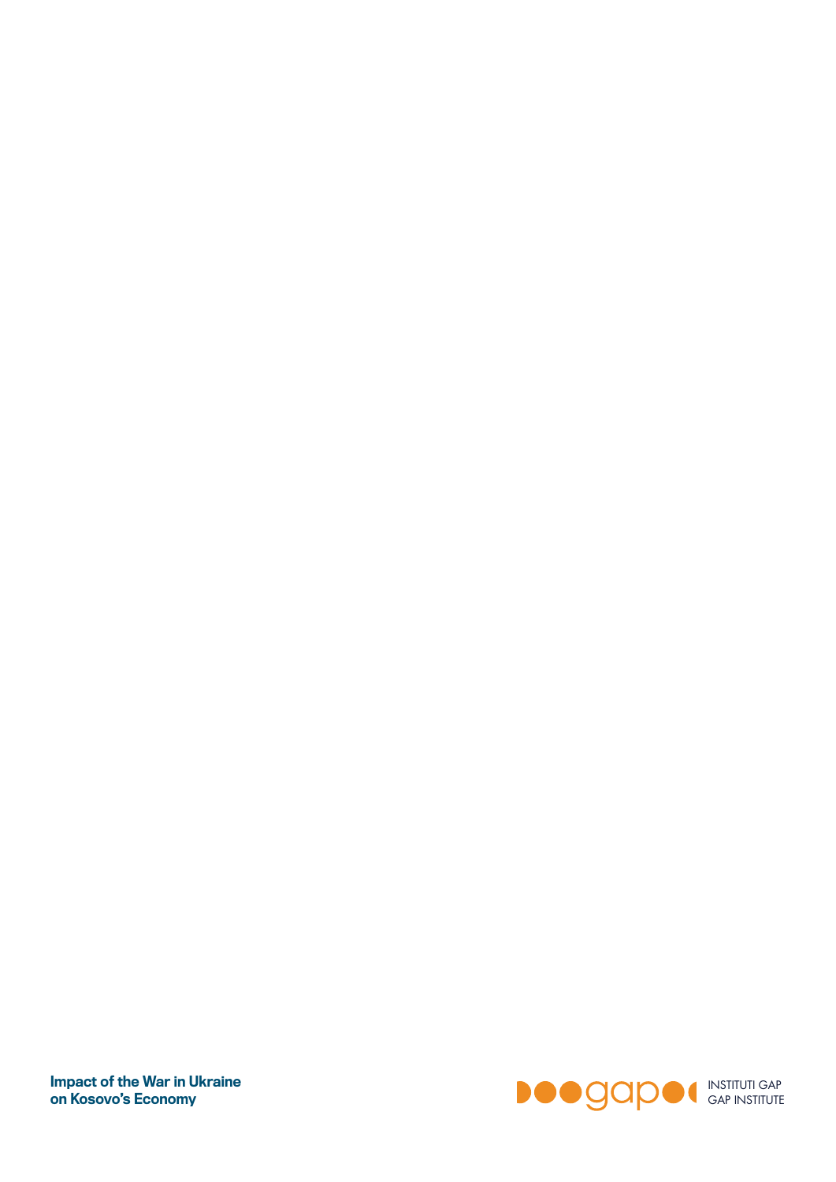**Impact of the War in Ukraine on Kosovo's Economy**

INSTITUTI GAP
GAP INSTITUTE